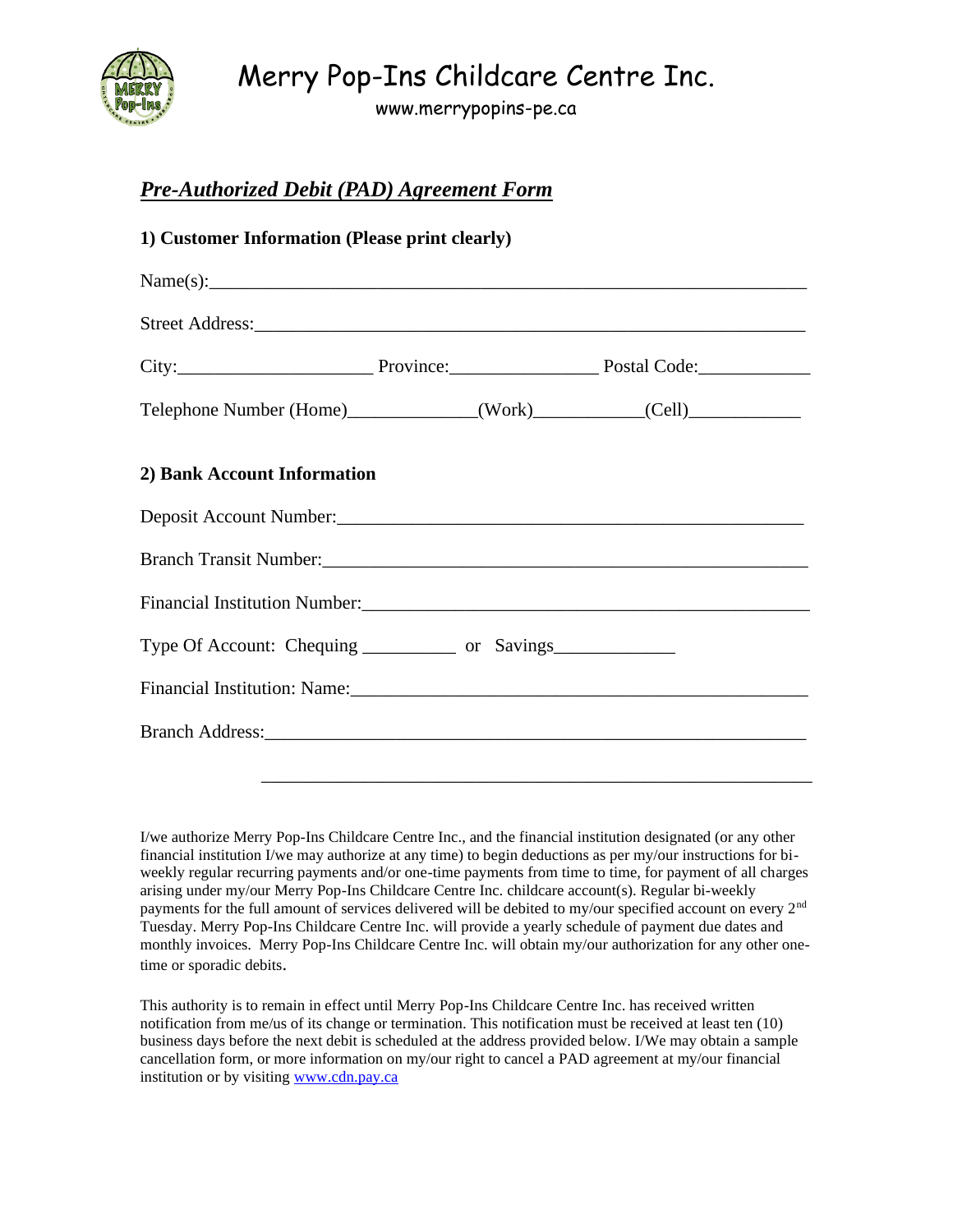# Merry Pop-Ins Childcare Centre Inc.

www.merrypopins-pe.ca

## ***Pre-Authorized Debit (PAD) Agreement Form***

### 1) Customer Information (Please print clearly)

Name(s):_______________________________________________________________

Street Address:__________________________________________________________

City:____________________ Province:_______________ Postal Code:___________

Telephone Number (Home)_____________(Work)___________(Cell)___________

### 2) Bank Account Information

Deposit Account Number:_______________________________________________

Branch Transit Number:________________________________________________

Financial Institution Number:____________________________________________

Type Of Account: Chequing __________ or Savings____________

Financial Institution: Name:_____________________________________________

Branch Address:_______________________________________________________

_______________________________________________________

I/we authorize Merry Pop-Ins Childcare Centre Inc., and the financial institution designated (or any other financial institution I/we may authorize at any time) to begin deductions as per my/our instructions for bi-weekly regular recurring payments and/or one-time payments from time to time, for payment of all charges arising under my/our Merry Pop-Ins Childcare Centre Inc. childcare account(s). Regular bi-weekly payments for the full amount of services delivered will be debited to my/our specified account on every 2nd Tuesday. Merry Pop-Ins Childcare Centre Inc. will provide a yearly schedule of payment due dates and monthly invoices. Merry Pop-Ins Childcare Centre Inc. will obtain my/our authorization for any other one-time or sporadic debits.

This authority is to remain in effect until Merry Pop-Ins Childcare Centre Inc. has received written notification from me/us of its change or termination. This notification must be received at least ten (10) business days before the next debit is scheduled at the address provided below. I/We may obtain a sample cancellation form, or more information on my/our right to cancel a PAD agreement at my/our financial institution or by visiting www.cdn.pay.ca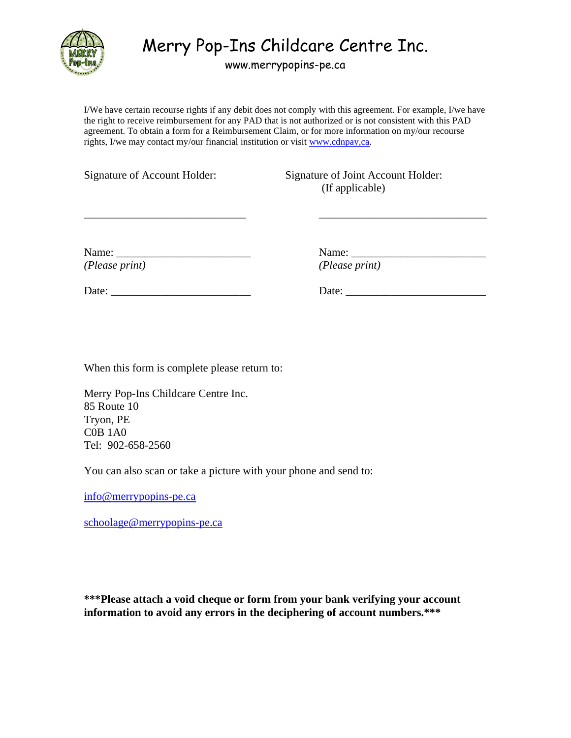# Merry Pop-Ins Childcare Centre Inc.

www.merrypopins-pe.ca

I/We have certain recourse rights if any debit does not comply with this agreement. For example, I/we have the right to receive reimbursement for any PAD that is not authorized or is not consistent with this PAD agreement. To obtain a form for a Reimbursement Claim, or for more information on my/our recourse rights, I/we may contact my/our financial institution or visit www.cdnpay,ca.

Signature of Account Holder:

_____________________________

Name: _______________________
*(Please print)*

Date: ________________________

Signature of Joint Account Holder:
(If applicable)

______________________________

Name: _______________________
*(Please print)*

Date: ________________________

When this form is complete please return to:

Merry Pop-Ins Childcare Centre Inc.
85 Route 10
Tryon, PE
C0B 1A0
Tel: 902-658-2560

You can also scan or take a picture with your phone and send to:

info@merrypopins-pe.ca

schoolage@merrypopins-pe.ca

**\*\*\*Please attach a void cheque or form from your bank verifying your account information to avoid any errors in the deciphering of account numbers.\*\*\***